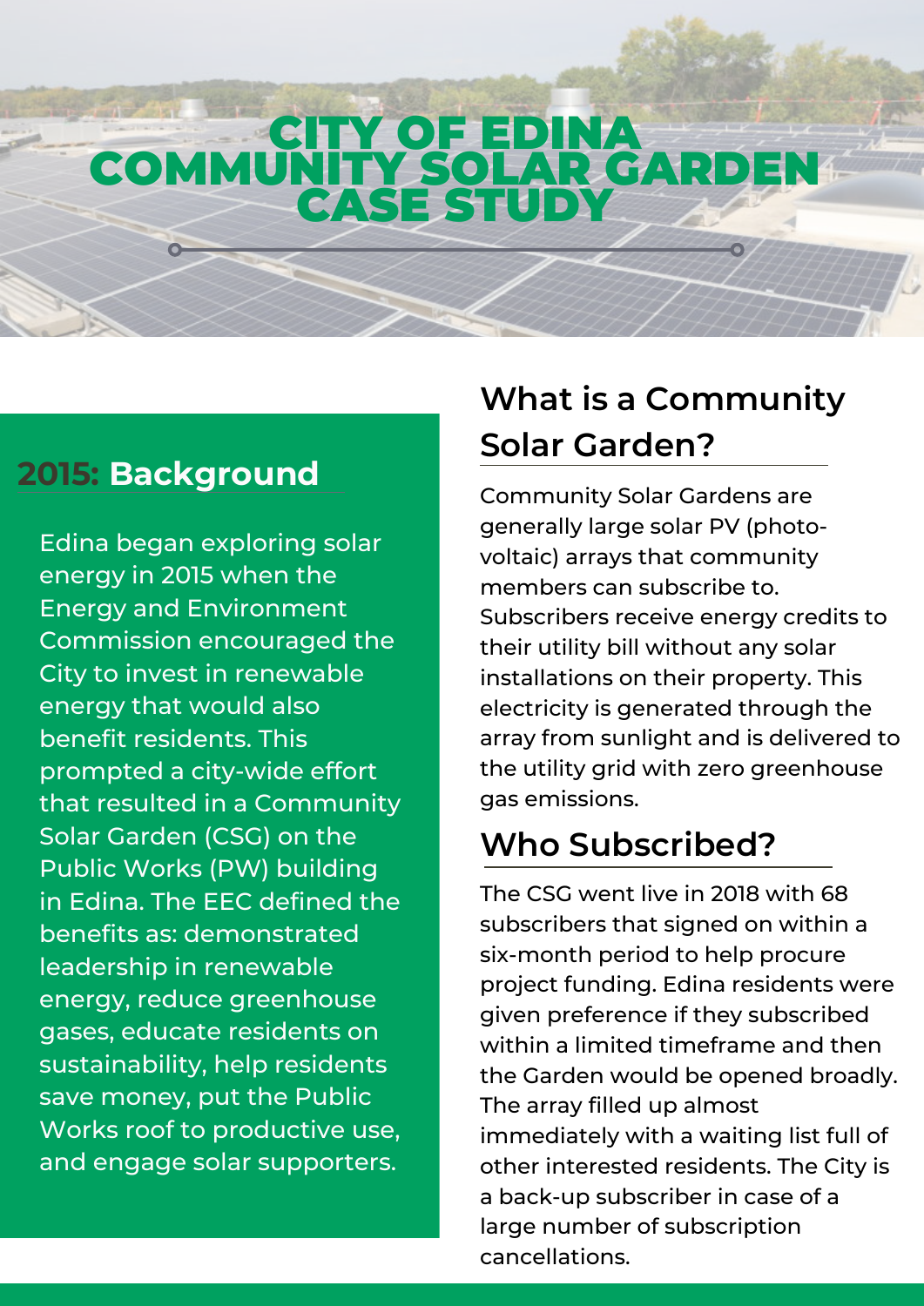# CITY OF EDINA COMMUNITY SOLAR GARDEN CASE STUDY

## 2015: Background

Edina began exploring solar energy in 2015 when the Energy and Environment Commission encouraged the City to invest in renewable energy that would also benefit residents. This prompted a city-wide effort that resulted in a Community Solar Garden (CSG) on the Public Works (PW) building in Edina. The EEC defined the benefits as: demonstrated leadership in renewable energy, reduce greenhouse gases, educate residents on sustainability, help residents save money, put the Public Works roof to productive use, and engage solar supporters.

## What is a Community Solar Garden?

Community Solar Gardens are generally large solar PV (photo-voltaic) arrays that community members can subscribe to. Subscribers receive energy credits to their utility bill without any solar installations on their property. This electricity is generated through the array from sunlight and is delivered to the utility grid with zero greenhouse gas emissions.

## Who Subscribed?

The CSG went live in 2018 with 68 subscribers that signed on within a six-month period to help procure project funding. Edina residents were given preference if they subscribed within a limited timeframe and then the Garden would be opened broadly. The array filled up almost immediately with a waiting list full of other interested residents. The City is a back-up subscriber in case of a large number of subscription cancellations.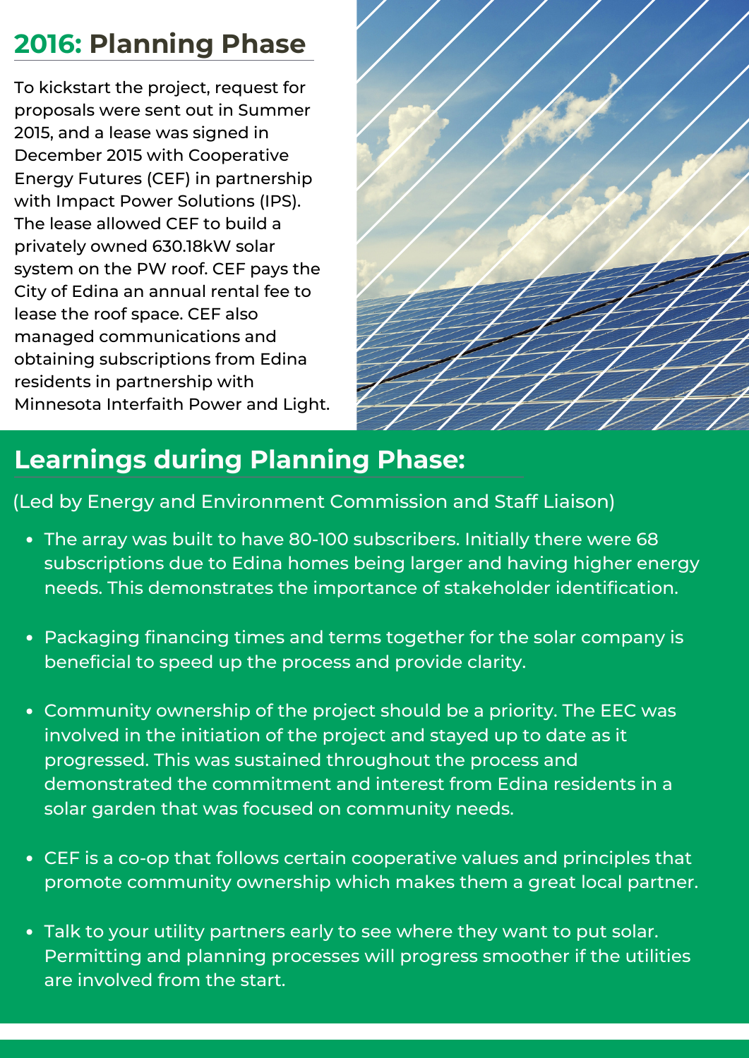## 2016: Planning Phase

To kickstart the project, request for proposals were sent out in Summer 2015, and a lease was signed in December 2015 with Cooperative Energy Futures (CEF) in partnership with Impact Power Solutions (IPS). The lease allowed CEF to build a privately owned 630.18kW solar system on the PW roof. CEF pays the City of Edina an annual rental fee to lease the roof space. CEF also managed communications and obtaining subscriptions from Edina residents in partnership with Minnesota Interfaith Power and Light.

## Learnings during Planning Phase:

(Led by Energy and Environment Commission and Staff Liaison)

- The array was built to have 80-100 subscribers. Initially there were 68 subscriptions due to Edina homes being larger and having higher energy needs. This demonstrates the importance of stakeholder identification.
- Packaging financing times and terms together for the solar company is beneficial to speed up the process and provide clarity.
- Community ownership of the project should be a priority. The EEC was involved in the initiation of the project and stayed up to date as it progressed. This was sustained throughout the process and demonstrated the commitment and interest from Edina residents in a solar garden that was focused on community needs.
- CEF is a co-op that follows certain cooperative values and principles that promote community ownership which makes them a great local partner.
- Talk to your utility partners early to see where they want to put solar. Permitting and planning processes will progress smoother if the utilities are involved from the start.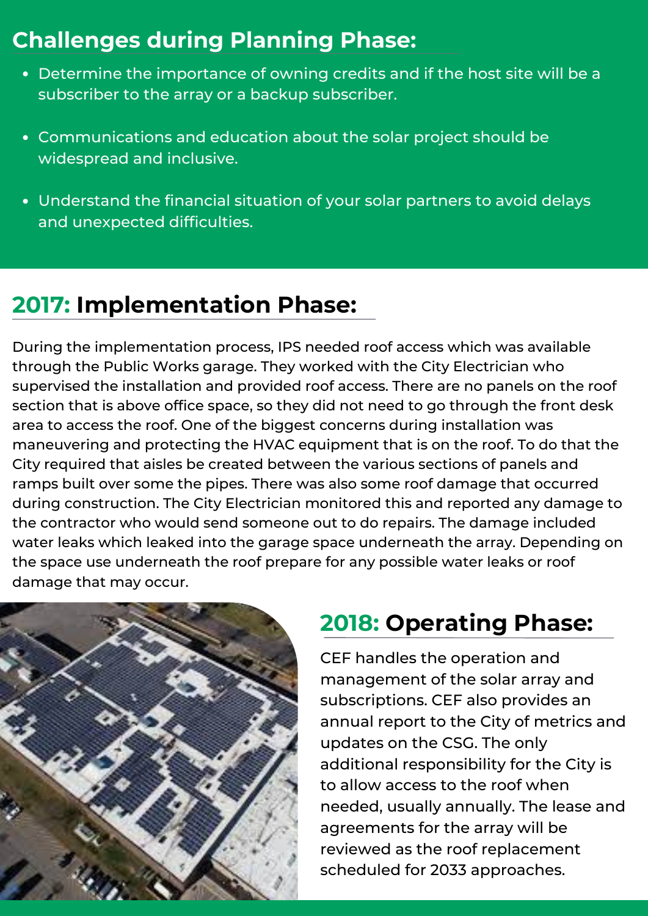## Challenges during Planning Phase:

- Determine the importance of owning credits and if the host site will be a subscriber to the array or a backup subscriber.
- Communications and education about the solar project should be widespread and inclusive.
- Understand the financial situation of your solar partners to avoid delays and unexpected difficulties.

## 2017: Implementation Phase:

During the implementation process, IPS needed roof access which was available through the Public Works garage. They worked with the City Electrician who supervised the installation and provided roof access. There are no panels on the roof section that is above office space, so they did not need to go through the front desk area to access the roof. One of the biggest concerns during installation was maneuvering and protecting the HVAC equipment that is on the roof. To do that the City required that aisles be created between the various sections of panels and ramps built over some the pipes. There was also some roof damage that occurred during construction. The City Electrician monitored this and reported any damage to the contractor who would send someone out to do repairs. The damage included water leaks which leaked into the garage space underneath the array. Depending on the space use underneath the roof prepare for any possible water leaks or roof damage that may occur.

## 2018: Operating Phase:

CEF handles the operation and management of the solar array and subscriptions. CEF also provides an annual report to the City of metrics and updates on the CSG. The only additional responsibility for the City is to allow access to the roof when needed, usually annually. The lease and agreements for the array will be reviewed as the roof replacement scheduled for 2033 approaches.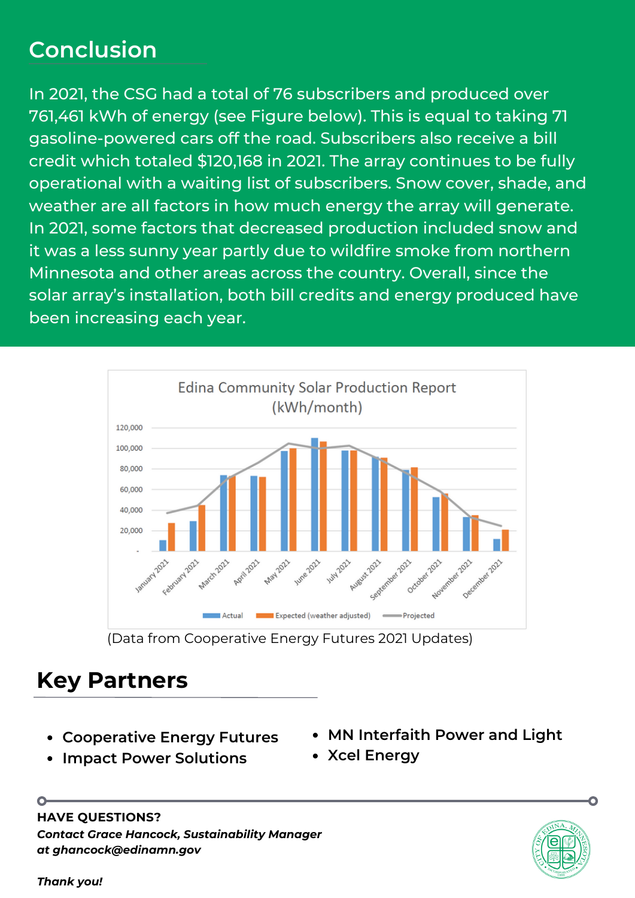## Conclusion

In 2021, the CSG had a total of 76 subscribers and produced over 761,461 kWh of energy (see Figure below). This is equal to taking 71 gasoline-powered cars off the road. Subscribers also receive a bill credit which totaled $120,168 in 2021. The array continues to be fully operational with a waiting list of subscribers. Snow cover, shade, and weather are all factors in how much energy the array will generate. In 2021, some factors that decreased production included snow and it was a less sunny year partly due to wildfire smoke from northern Minnesota and other areas across the country. Overall, since the solar array's installation, both bill credits and energy produced have been increasing each year.

Edina Community Solar Production Report
(kWh/month)

120,000
100,000
80,000
60,000
40,000
20,000
-

January 2021, February 2021, March 2021, April 2021, May 2021, June 2021, July 2021, August 2021, September 2021, October 2021, November 2021, December 2021

Actual · Expected (weather adjusted) · Projected

(Data from Cooperative Energy Futures 2021 Updates)

## Key Partners

- Cooperative Energy Futures
- Impact Power Solutions
- MN Interfaith Power and Light
- Xcel Energy

**HAVE QUESTIONS?**
***Contact Grace Hancock, Sustainability Manager at ghancock@edinamn.gov***

***Thank you!***